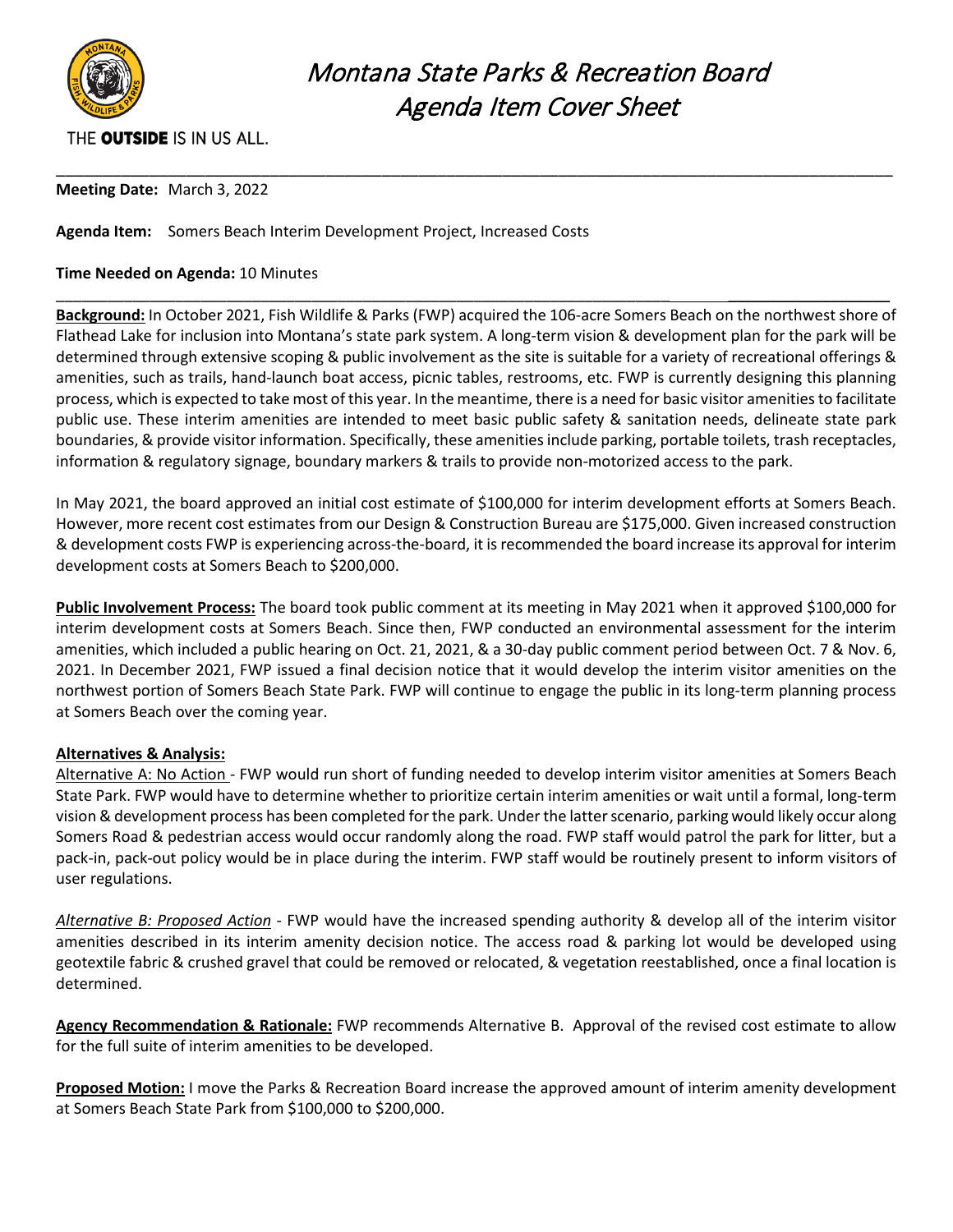# Montana State Parks & Recreation Board
## Agenda Item Cover Sheet

THE **OUTSIDE** IS IN US ALL.

---

**Meeting Date:** March 3, 2022

**Agenda Item:** Somers Beach Interim Development Project, Increased Costs

**Time Needed on Agenda:** 10 Minutes

---

**Background:** In October 2021, Fish Wildlife & Parks (FWP) acquired the 106-acre Somers Beach on the northwest shore of Flathead Lake for inclusion into Montana's state park system. A long-term vision & development plan for the park will be determined through extensive scoping & public involvement as the site is suitable for a variety of recreational offerings & amenities, such as trails, hand-launch boat access, picnic tables, restrooms, etc. FWP is currently designing this planning process, which is expected to take most of this year. In the meantime, there is a need for basic visitor amenities to facilitate public use. These interim amenities are intended to meet basic public safety & sanitation needs, delineate state park boundaries, & provide visitor information. Specifically, these amenities include parking, portable toilets, trash receptacles, information & regulatory signage, boundary markers & trails to provide non-motorized access to the park.

In May 2021, the board approved an initial cost estimate of $100,000 for interim development efforts at Somers Beach. However, more recent cost estimates from our Design & Construction Bureau are $175,000. Given increased construction & development costs FWP is experiencing across-the-board, it is recommended the board increase its approval for interim development costs at Somers Beach to $200,000.

**Public Involvement Process:** The board took public comment at its meeting in May 2021 when it approved $100,000 for interim development costs at Somers Beach. Since then, FWP conducted an environmental assessment for the interim amenities, which included a public hearing on Oct. 21, 2021, & a 30-day public comment period between Oct. 7 & Nov. 6, 2021. In December 2021, FWP issued a final decision notice that it would develop the interim visitor amenities on the northwest portion of Somers Beach State Park. FWP will continue to engage the public in its long-term planning process at Somers Beach over the coming year.

**Alternatives & Analysis:**

Alternative A: No Action - FWP would run short of funding needed to develop interim visitor amenities at Somers Beach State Park. FWP would have to determine whether to prioritize certain interim amenities or wait until a formal, long-term vision & development process has been completed for the park. Under the latter scenario, parking would likely occur along Somers Road & pedestrian access would occur randomly along the road. FWP staff would patrol the park for litter, but a pack-in, pack-out policy would be in place during the interim. FWP staff would be routinely present to inform visitors of user regulations.

*Alternative B: Proposed Action* - FWP would have the increased spending authority & develop all of the interim visitor amenities described in its interim amenity decision notice. The access road & parking lot would be developed using geotextile fabric & crushed gravel that could be removed or relocated, & vegetation reestablished, once a final location is determined.

**Agency Recommendation & Rationale:** FWP recommends Alternative B. Approval of the revised cost estimate to allow for the full suite of interim amenities to be developed.

**Proposed Motion:** I move the Parks & Recreation Board increase the approved amount of interim amenity development at Somers Beach State Park from $100,000 to $200,000.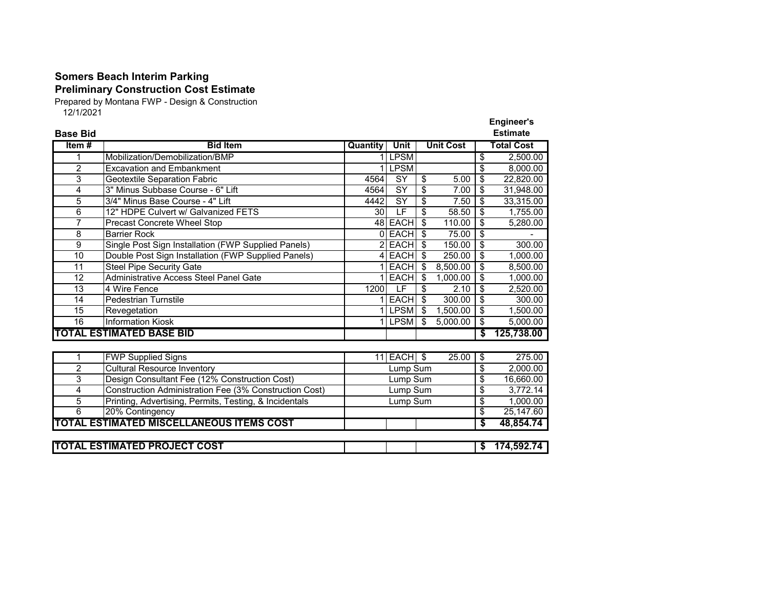**Somers Beach Interim Parking**
**Preliminary Construction Cost Estimate**
Prepared by Montana FWP - Design & Construction
12/1/2021

**Base Bid**

| Item # | Bid Item | Quantity | Unit | Unit Cost | Engineer's Estimate Total Cost |
|---|---|---|---|---|---|
| 1 | Mobilization/Demobilization/BMP | 1 | LPSM | | $ 2,500.00 |
| 2 | Excavation and Embankment | 1 | LPSM | | $ 8,000.00 |
| 3 | Geotextile Separation Fabric | 4564 | SY | $ 5.00 | $ 22,820.00 |
| 4 | 3" Minus Subbase Course - 6" Lift | 4564 | SY | $ 7.00 | $ 31,948.00 |
| 5 | 3/4" Minus Base Course - 4" Lift | 4442 | SY | $ 7.50 | $ 33,315.00 |
| 6 | 12" HDPE Culvert w/ Galvanized FETS | 30 | LF | $ 58.50 | $ 1,755.00 |
| 7 | Precast Concrete Wheel Stop | 48 | EACH | $ 110.00 | $ 5,280.00 |
| 8 | Barrier Rock | 0 | EACH | $ 75.00 | $ - |
| 9 | Single Post Sign Installation (FWP Supplied Panels) | 2 | EACH | $ 150.00 | $ 300.00 |
| 10 | Double Post Sign Installation (FWP Supplied Panels) | 4 | EACH | $ 250.00 | $ 1,000.00 |
| 11 | Steel Pipe Security Gate | 1 | EACH | $ 8,500.00 | $ 8,500.00 |
| 12 | Administrative Access Steel Panel Gate | 1 | EACH | $ 1,000.00 | $ 1,000.00 |
| 13 | 4 Wire Fence | 1200 | LF | $ 2.10 | $ 2,520.00 |
| 14 | Pedestrian Turnstile | 1 | EACH | $ 300.00 | $ 300.00 |
| 15 | Revegetation | 1 | LPSM | $ 1,500.00 | $ 1,500.00 |
| 16 | Information Kiosk | 1 | LPSM | $ 5,000.00 | $ 5,000.00 |
| **TOTAL ESTIMATED BASE BID** | | | | | **$ 125,738.00** |

| | | | | | |
|---|---|---|---|---|---|
| 1 | FWP Supplied Signs | 11 | EACH | $ 25.00 | $ 275.00 |
| 2 | Cultural Resource Inventory | | Lump Sum | | $ 2,000.00 |
| 3 | Design Consultant Fee (12% Construction Cost) | | Lump Sum | | $ 16,660.00 |
| 4 | Construction Administration Fee (3% Construction Cost) | | Lump Sum | | $ 3,772.14 |
| 5 | Printing, Advertising, Permits, Testing, & Incidentals | | Lump Sum | | $ 1,000.00 |
| 6 | 20% Contingency | | | | $ 25,147.60 |
| **TOTAL ESTIMATED MISCELLANEOUS ITEMS COST** | | | | | **$ 48,854.74** |

| | | | | |
|---|---|---|---|---|
| **TOTAL ESTIMATED PROJECT COST** | | | | **$ 174,592.74** |